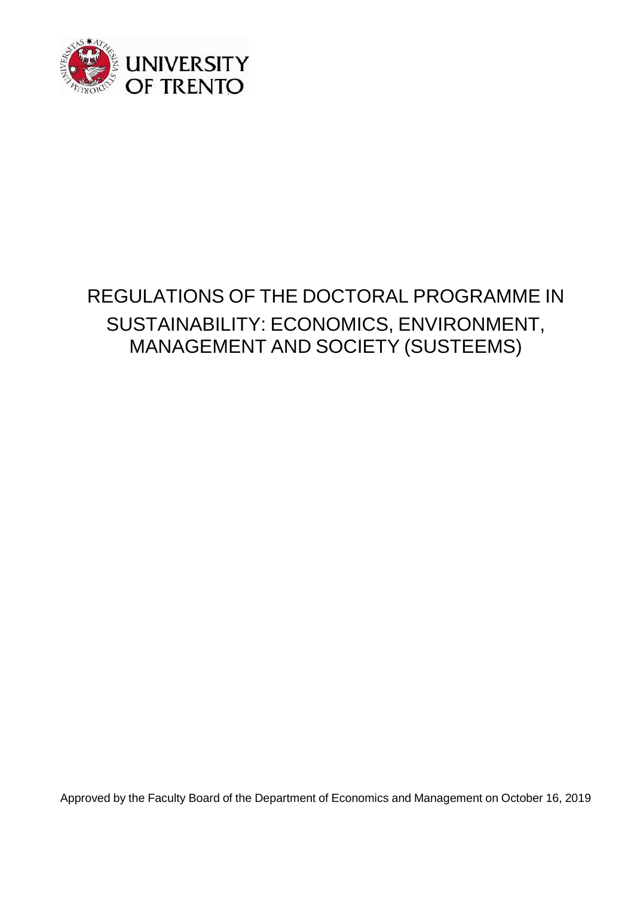UNIVERSITY OF TRENTO

# REGULATIONS OF THE DOCTORAL PROGRAMME IN SUSTAINABILITY: ECONOMICS, ENVIRONMENT, MANAGEMENT AND SOCIETY (SUSTEEMS)

Approved by the Faculty Board of the Department of Economics and Management on October 16, 2019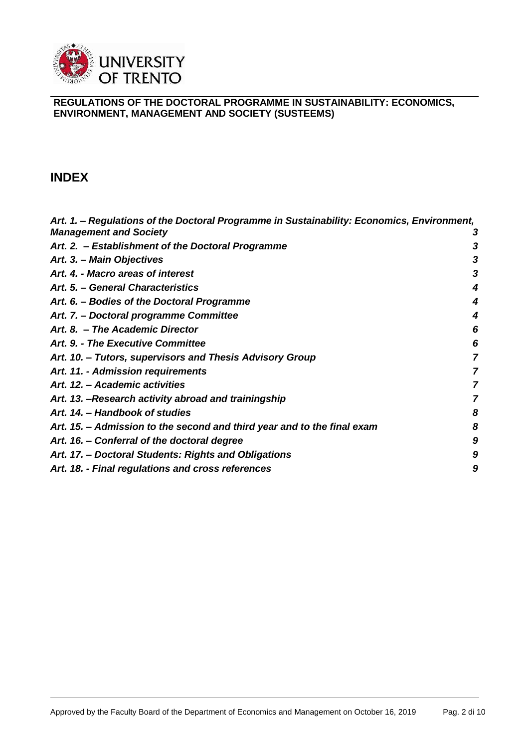**REGULATIONS OF THE DOCTORAL PROGRAMME IN SUSTAINABILITY: ECONOMICS, ENVIRONMENT, MANAGEMENT AND SOCIETY (SUSTEEMS)**

## INDEX

| | |
|---|---|
| ***Art. 1. – Regulations of the Doctoral Programme in Sustainability: Economics, Environment, Management and Society*** | ***3*** |
| ***Art. 2. – Establishment of the Doctoral Programme*** | ***3*** |
| ***Art. 3. – Main Objectives*** | ***3*** |
| ***Art. 4. - Macro areas of interest*** | ***3*** |
| ***Art. 5. – General Characteristics*** | ***4*** |
| ***Art. 6. – Bodies of the Doctoral Programme*** | ***4*** |
| ***Art. 7. – Doctoral programme Committee*** | ***4*** |
| ***Art. 8. – The Academic Director*** | ***6*** |
| ***Art. 9. - The Executive Committee*** | ***6*** |
| ***Art. 10. – Tutors, supervisors and Thesis Advisory Group*** | ***7*** |
| ***Art. 11. - Admission requirements*** | ***7*** |
| ***Art. 12. – Academic activities*** | ***7*** |
| ***Art. 13. –Research activity abroad and trainingship*** | ***7*** |
| ***Art. 14. – Handbook of studies*** | ***8*** |
| ***Art. 15. – Admission to the second and third year and to the final exam*** | ***8*** |
| ***Art. 16. – Conferral of the doctoral degree*** | ***9*** |
| ***Art. 17. – Doctoral Students: Rights and Obligations*** | ***9*** |
| ***Art. 18. - Final regulations and cross references*** | ***9*** |

Approved by the Faculty Board of the Department of Economics and Management on October 16, 2019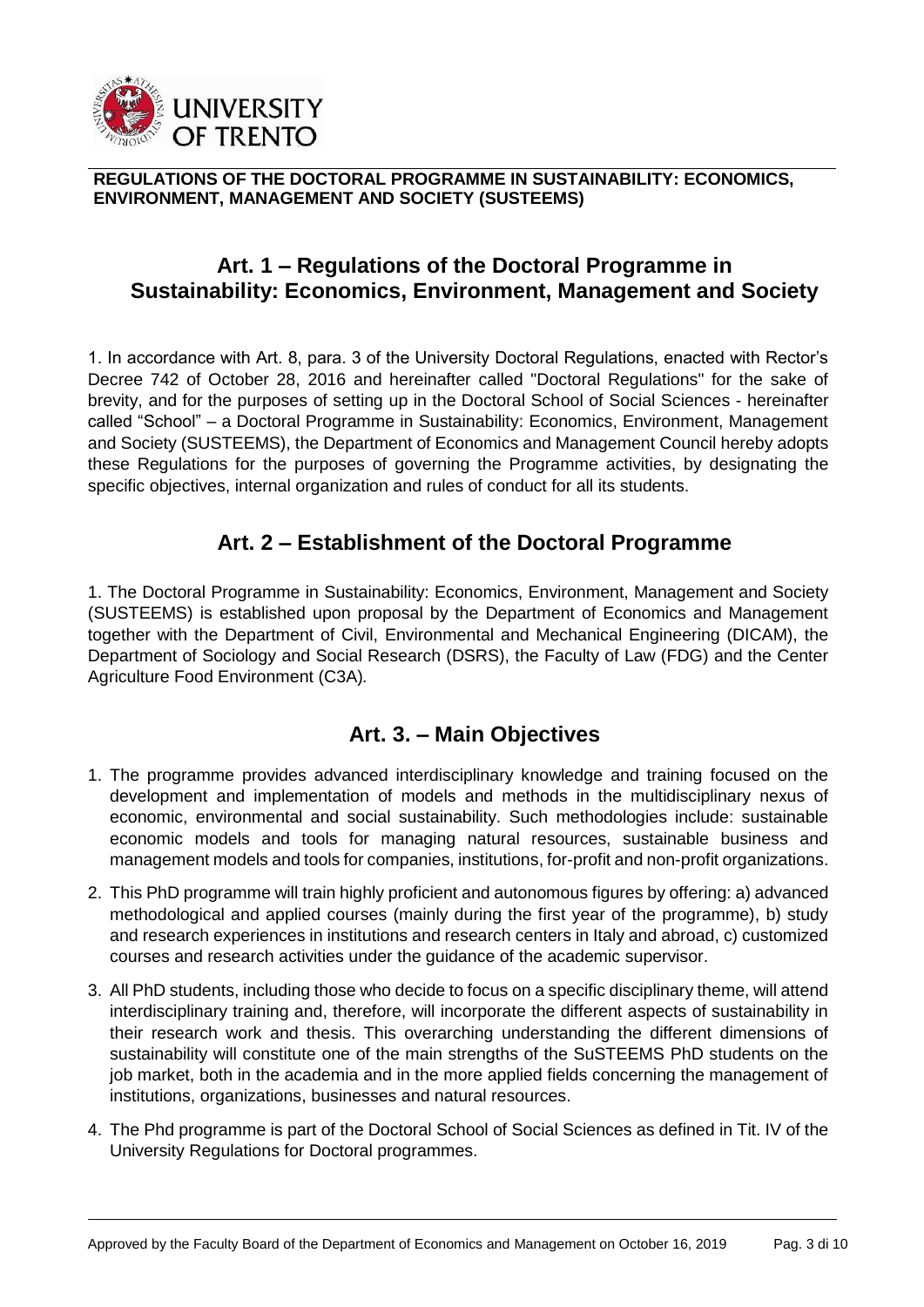**REGULATIONS OF THE DOCTORAL PROGRAMME IN SUSTAINABILITY: ECONOMICS, ENVIRONMENT, MANAGEMENT AND SOCIETY (SUSTEEMS)**

## Art. 1 – Regulations of the Doctoral Programme in Sustainability: Economics, Environment, Management and Society

1. In accordance with Art. 8, para. 3 of the University Doctoral Regulations, enacted with Rector's Decree 742 of October 28, 2016 and hereinafter called "Doctoral Regulations" for the sake of brevity, and for the purposes of setting up in the Doctoral School of Social Sciences - hereinafter called "School" – a Doctoral Programme in Sustainability: Economics, Environment, Management and Society (SUSTEEMS), the Department of Economics and Management Council hereby adopts these Regulations for the purposes of governing the Programme activities, by designating the specific objectives, internal organization and rules of conduct for all its students.

## Art. 2 – Establishment of the Doctoral Programme

1. The Doctoral Programme in Sustainability: Economics, Environment, Management and Society (SUSTEEMS) is established upon proposal by the Department of Economics and Management together with the Department of Civil, Environmental and Mechanical Engineering (DICAM), the Department of Sociology and Social Research (DSRS), the Faculty of Law (FDG) and the Center Agriculture Food Environment (C3A).

## Art. 3. – Main Objectives

1. The programme provides advanced interdisciplinary knowledge and training focused on the development and implementation of models and methods in the multidisciplinary nexus of economic, environmental and social sustainability. Such methodologies include: sustainable economic models and tools for managing natural resources, sustainable business and management models and tools for companies, institutions, for-profit and non-profit organizations.
2. This PhD programme will train highly proficient and autonomous figures by offering: a) advanced methodological and applied courses (mainly during the first year of the programme), b) study and research experiences in institutions and research centers in Italy and abroad, c) customized courses and research activities under the guidance of the academic supervisor.
3. All PhD students, including those who decide to focus on a specific disciplinary theme, will attend interdisciplinary training and, therefore, will incorporate the different aspects of sustainability in their research work and thesis. This overarching understanding the different dimensions of sustainability will constitute one of the main strengths of the SuSTEEMS PhD students on the job market, both in the academia and in the more applied fields concerning the management of institutions, organizations, businesses and natural resources.
4. The Phd programme is part of the Doctoral School of Social Sciences as defined in Tit. IV of the University Regulations for Doctoral programmes.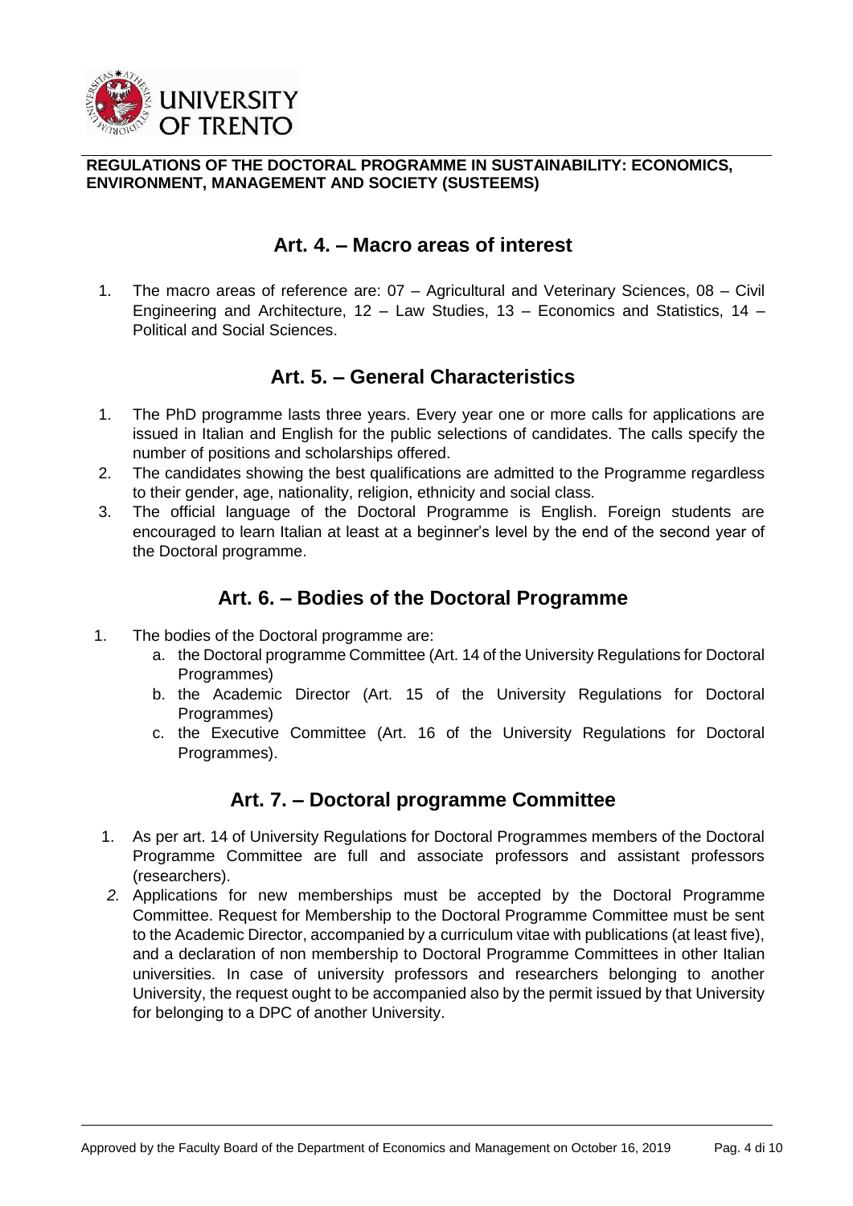**REGULATIONS OF THE DOCTORAL PROGRAMME IN SUSTAINABILITY: ECONOMICS, ENVIRONMENT, MANAGEMENT AND SOCIETY (SUSTEEMS)**

## Art. 4. – Macro areas of interest

1. The macro areas of reference are: 07 – Agricultural and Veterinary Sciences, 08 – Civil Engineering and Architecture, 12 – Law Studies, 13 – Economics and Statistics, 14 – Political and Social Sciences.

## Art. 5. – General Characteristics

1. The PhD programme lasts three years. Every year one or more calls for applications are issued in Italian and English for the public selections of candidates. The calls specify the number of positions and scholarships offered.
2. The candidates showing the best qualifications are admitted to the Programme regardless to their gender, age, nationality, religion, ethnicity and social class.
3. The official language of the Doctoral Programme is English. Foreign students are encouraged to learn Italian at least at a beginner's level by the end of the second year of the Doctoral programme.

## Art. 6. – Bodies of the Doctoral Programme

1. The bodies of the Doctoral programme are:
   a. the Doctoral programme Committee (Art. 14 of the University Regulations for Doctoral Programmes)
   b. the Academic Director (Art. 15 of the University Regulations for Doctoral Programmes)
   c. the Executive Committee (Art. 16 of the University Regulations for Doctoral Programmes).

## Art. 7. – Doctoral programme Committee

1. As per art. 14 of University Regulations for Doctoral Programmes members of the Doctoral Programme Committee are full and associate professors and assistant professors (researchers).
2. Applications for new memberships must be accepted by the Doctoral Programme Committee. Request for Membership to the Doctoral Programme Committee must be sent to the Academic Director, accompanied by a curriculum vitae with publications (at least five), and a declaration of non membership to Doctoral Programme Committees in other Italian universities. In case of university professors and researchers belonging to another University, the request ought to be accompanied also by the permit issued by that University for belonging to a DPC of another University.

Approved by the Faculty Board of the Department of Economics and Management on October 16, 2019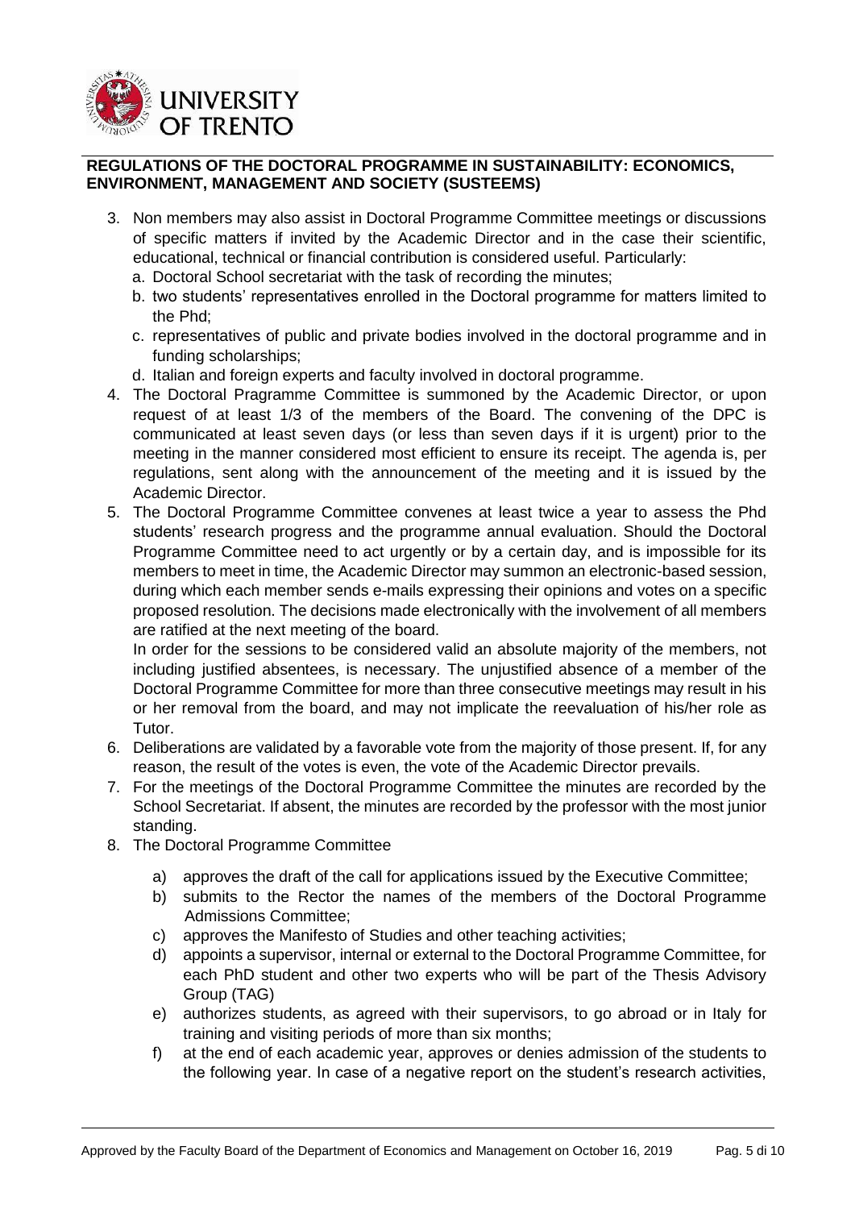3. Non members may also assist in Doctoral Programme Committee meetings or discussions of specific matters if invited by the Academic Director and in the case their scientific, educational, technical or financial contribution is considered useful. Particularly:
   a. Doctoral School secretariat with the task of recording the minutes;
   b. two students' representatives enrolled in the Doctoral programme for matters limited to the Phd;
   c. representatives of public and private bodies involved in the doctoral programme and in funding scholarships;
   d. Italian and foreign experts and faculty involved in doctoral programme.
4. The Doctoral Pragramme Committee is summoned by the Academic Director, or upon request of at least 1/3 of the members of the Board. The convening of the DPC is communicated at least seven days (or less than seven days if it is urgent) prior to the meeting in the manner considered most efficient to ensure its receipt. The agenda is, per regulations, sent along with the announcement of the meeting and it is issued by the Academic Director.
5. The Doctoral Programme Committee convenes at least twice a year to assess the Phd students' research progress and the programme annual evaluation. Should the Doctoral Programme Committee need to act urgently or by a certain day, and is impossible for its members to meet in time, the Academic Director may summon an electronic-based session, during which each member sends e-mails expressing their opinions and votes on a specific proposed resolution. The decisions made electronically with the involvement of all members are ratified at the next meeting of the board.

   In order for the sessions to be considered valid an absolute majority of the members, not including justified absentees, is necessary. The unjustified absence of a member of the Doctoral Programme Committee for more than three consecutive meetings may result in his or her removal from the board, and may not implicate the reevaluation of his/her role as Tutor.
6. Deliberations are validated by a favorable vote from the majority of those present. If, for any reason, the result of the votes is even, the vote of the Academic Director prevails.
7. For the meetings of the Doctoral Programme Committee the minutes are recorded by the School Secretariat. If absent, the minutes are recorded by the professor with the most junior standing.
8. The Doctoral Programme Committee
   a) approves the draft of the call for applications issued by the Executive Committee;
   b) submits to the Rector the names of the members of the Doctoral Programme Admissions Committee;
   c) approves the Manifesto of Studies and other teaching activities;
   d) appoints a supervisor, internal or external to the Doctoral Programme Committee, for each PhD student and other two experts who will be part of the Thesis Advisory Group (TAG)
   e) authorizes students, as agreed with their supervisors, to go abroad or in Italy for training and visiting periods of more than six months;
   f) at the end of each academic year, approves or denies admission of the students to the following year. In case of a negative report on the student's research activities,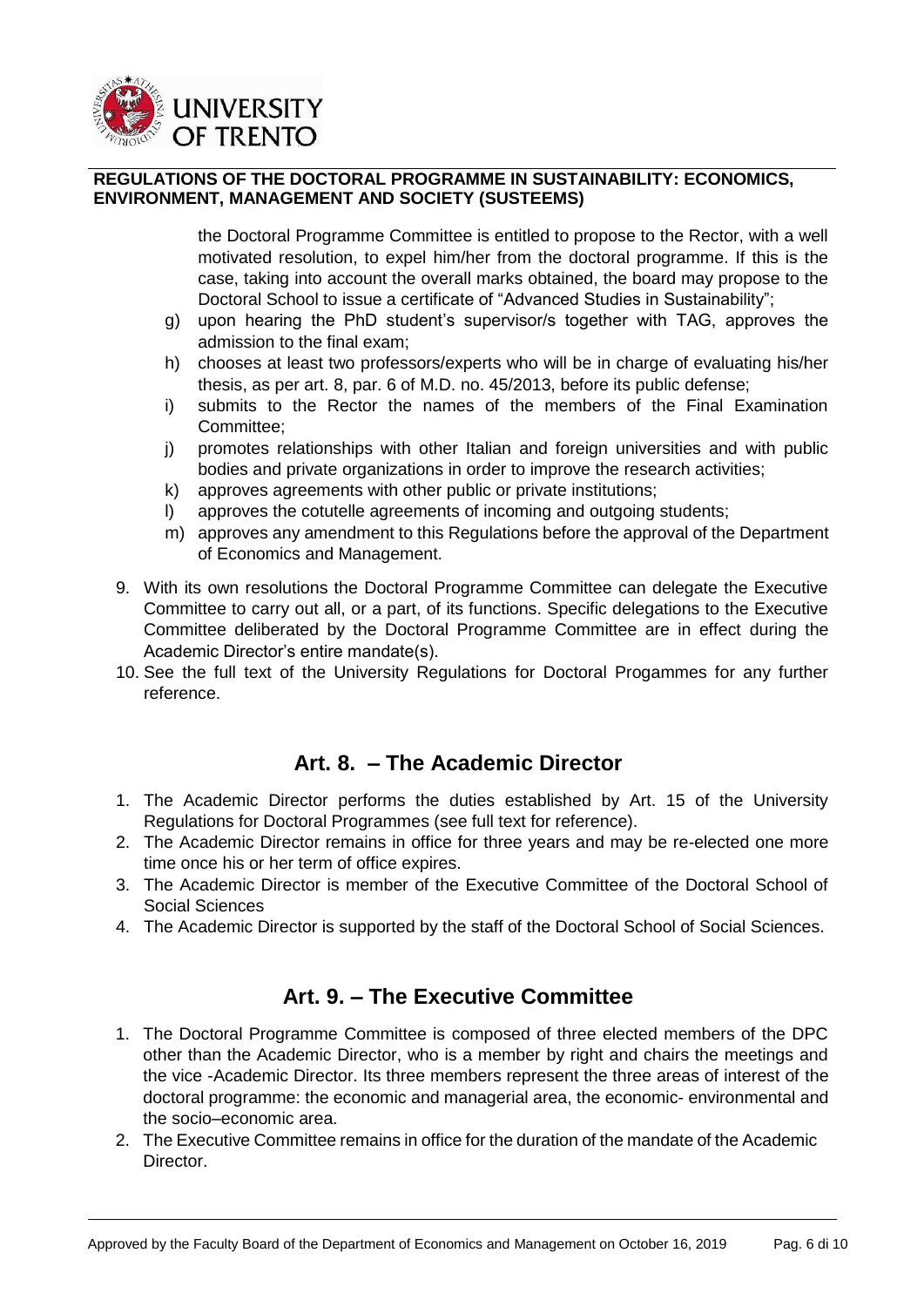the Doctoral Programme Committee is entitled to propose to the Rector, with a well motivated resolution, to expel him/her from the doctoral programme. If this is the case, taking into account the overall marks obtained, the board may propose to the Doctoral School to issue a certificate of "Advanced Studies in Sustainability";

g) upon hearing the PhD student's supervisor/s together with TAG, approves the admission to the final exam;
h) chooses at least two professors/experts who will be in charge of evaluating his/her thesis, as per art. 8, par. 6 of M.D. no. 45/2013, before its public defense;
i) submits to the Rector the names of the members of the Final Examination Committee;
j) promotes relationships with other Italian and foreign universities and with public bodies and private organizations in order to improve the research activities;
k) approves agreements with other public or private institutions;
l) approves the cotutelle agreements of incoming and outgoing students;
m) approves any amendment to this Regulations before the approval of the Department of Economics and Management.

9. With its own resolutions the Doctoral Programme Committee can delegate the Executive Committee to carry out all, or a part, of its functions. Specific delegations to the Executive Committee deliberated by the Doctoral Programme Committee are in effect during the Academic Director's entire mandate(s).
10. See the full text of the University Regulations for Doctoral Progammes for any further reference.

## Art. 8. – The Academic Director

1. The Academic Director performs the duties established by Art. 15 of the University Regulations for Doctoral Programmes (see full text for reference).
2. The Academic Director remains in office for three years and may be re-elected one more time once his or her term of office expires.
3. The Academic Director is member of the Executive Committee of the Doctoral School of Social Sciences
4. The Academic Director is supported by the staff of the Doctoral School of Social Sciences.

## Art. 9. – The Executive Committee

1. The Doctoral Programme Committee is composed of three elected members of the DPC other than the Academic Director, who is a member by right and chairs the meetings and the vice -Academic Director. Its three members represent the three areas of interest of the doctoral programme: the economic and managerial area, the economic- environmental and the socio–economic area.
2. The Executive Committee remains in office for the duration of the mandate of the Academic Director.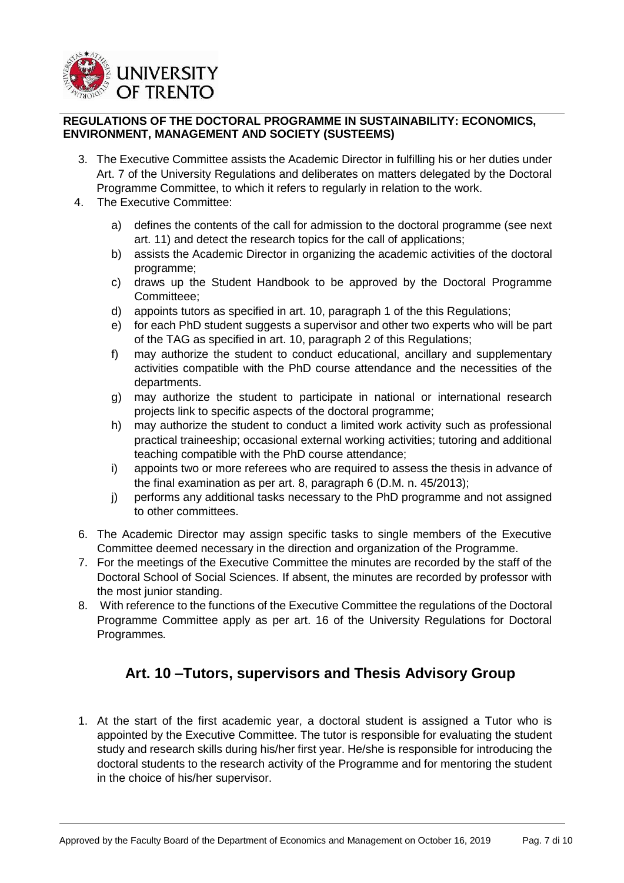3. The Executive Committee assists the Academic Director in fulfilling his or her duties under Art. 7 of the University Regulations and deliberates on matters delegated by the Doctoral Programme Committee, to which it refers to regularly in relation to the work.
4. The Executive Committee:
   a) defines the contents of the call for admission to the doctoral programme (see next art. 11) and detect the research topics for the call of applications;
   b) assists the Academic Director in organizing the academic activities of the doctoral programme;
   c) draws up the Student Handbook to be approved by the Doctoral Programme Committeee;
   d) appoints tutors as specified in art. 10, paragraph 1 of the this Regulations;
   e) for each PhD student suggests a supervisor and other two experts who will be part of the TAG as specified in art. 10, paragraph 2 of this Regulations;
   f) may authorize the student to conduct educational, ancillary and supplementary activities compatible with the PhD course attendance and the necessities of the departments.
   g) may authorize the student to participate in national or international research projects link to specific aspects of the doctoral programme;
   h) may authorize the student to conduct a limited work activity such as professional practical traineeship; occasional external working activities; tutoring and additional teaching compatible with the PhD course attendance;
   i) appoints two or more referees who are required to assess the thesis in advance of the final examination as per art. 8, paragraph 6 (D.M. n. 45/2013);
   j) performs any additional tasks necessary to the PhD programme and not assigned to other committees.
6. The Academic Director may assign specific tasks to single members of the Executive Committee deemed necessary in the direction and organization of the Programme.
7. For the meetings of the Executive Committee the minutes are recorded by the staff of the Doctoral School of Social Sciences. If absent, the minutes are recorded by professor with the most junior standing.
8. With reference to the functions of the Executive Committee the regulations of the Doctoral Programme Committee apply as per art. 16 of the University Regulations for Doctoral Programmes*.*

## Art. 10 –Tutors, supervisors and Thesis Advisory Group

1. At the start of the first academic year, a doctoral student is assigned a Tutor who is appointed by the Executive Committee. The tutor is responsible for evaluating the student study and research skills during his/her first year. He/she is responsible for introducing the doctoral students to the research activity of the Programme and for mentoring the student in the choice of his/her supervisor.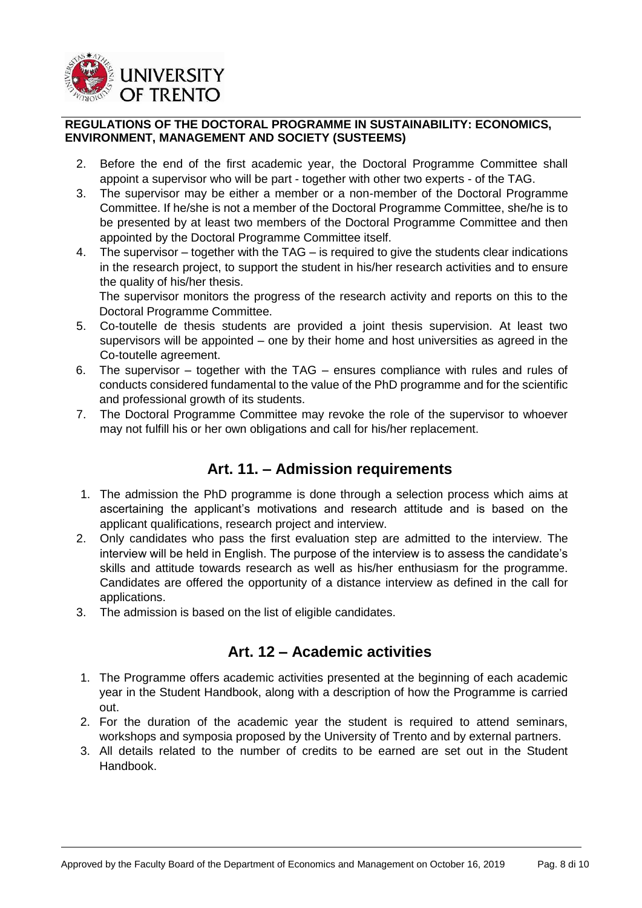2. Before the end of the first academic year, the Doctoral Programme Committee shall appoint a supervisor who will be part - together with other two experts - of the TAG.
3. The supervisor may be either a member or a non-member of the Doctoral Programme Committee. If he/she is not a member of the Doctoral Programme Committee, she/he is to be presented by at least two members of the Doctoral Programme Committee and then appointed by the Doctoral Programme Committee itself.
4. The supervisor – together with the TAG – is required to give the students clear indications in the research project, to support the student in his/her research activities and to ensure the quality of his/her thesis.
   The supervisor monitors the progress of the research activity and reports on this to the Doctoral Programme Committee.
5. Co-toutelle de thesis students are provided a joint thesis supervision. At least two supervisors will be appointed – one by their home and host universities as agreed in the Co-toutelle agreement.
6. The supervisor – together with the TAG – ensures compliance with rules and rules of conducts considered fundamental to the value of the PhD programme and for the scientific and professional growth of its students.
7. The Doctoral Programme Committee may revoke the role of the supervisor to whoever may not fulfill his or her own obligations and call for his/her replacement.

## Art. 11. – Admission requirements

1. The admission the PhD programme is done through a selection process which aims at ascertaining the applicant's motivations and research attitude and is based on the applicant qualifications, research project and interview.
2. Only candidates who pass the first evaluation step are admitted to the interview. The interview will be held in English. The purpose of the interview is to assess the candidate's skills and attitude towards research as well as his/her enthusiasm for the programme. Candidates are offered the opportunity of a distance interview as defined in the call for applications.
3. The admission is based on the list of eligible candidates.

## Art. 12 – Academic activities

1. The Programme offers academic activities presented at the beginning of each academic year in the Student Handbook, along with a description of how the Programme is carried out.
2. For the duration of the academic year the student is required to attend seminars, workshops and symposia proposed by the University of Trento and by external partners.
3. All details related to the number of credits to be earned are set out in the Student Handbook.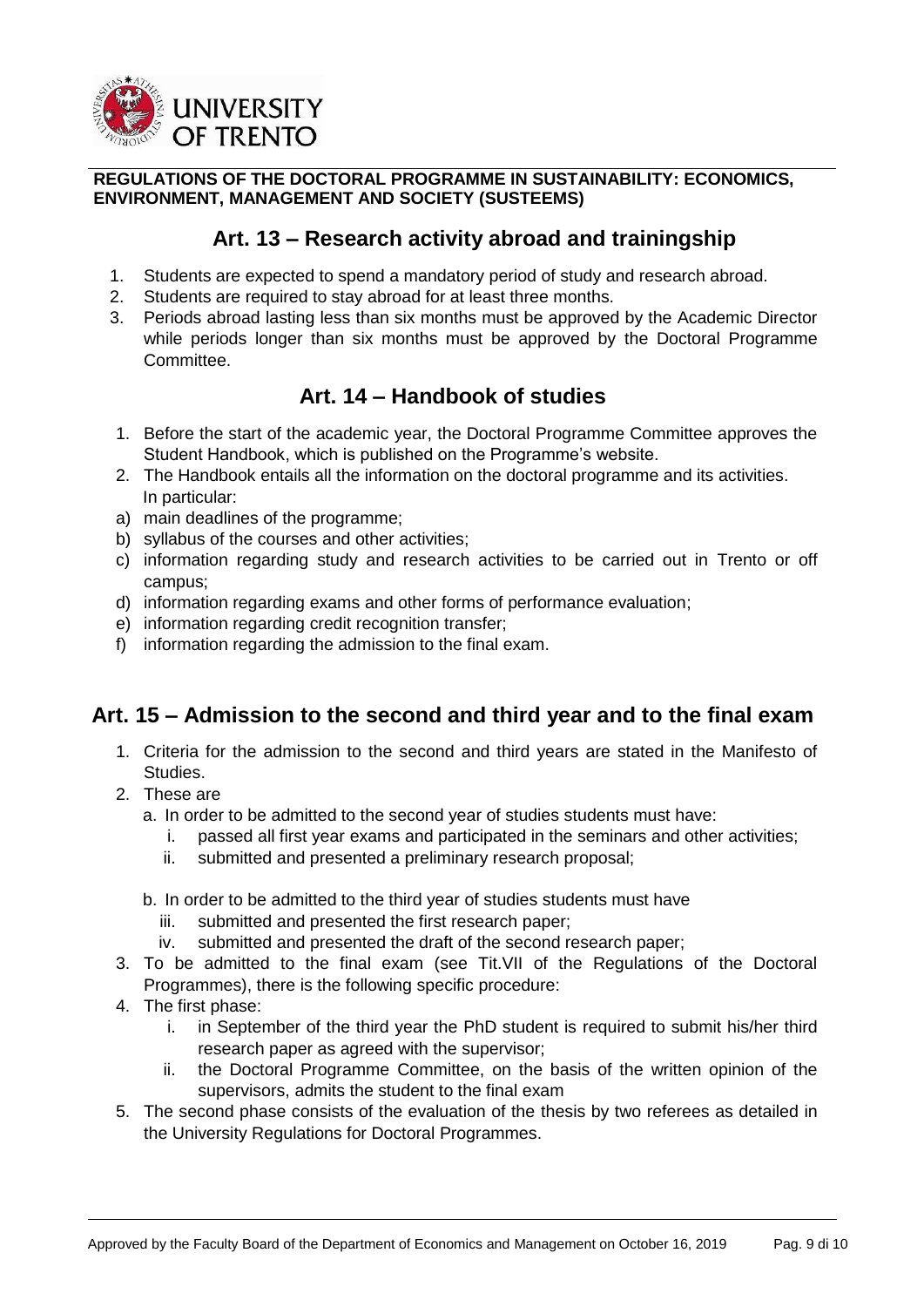## Art. 13 – Research activity abroad and trainingship

1. Students are expected to spend a mandatory period of study and research abroad.
2. Students are required to stay abroad for at least three months.
3. Periods abroad lasting less than six months must be approved by the Academic Director while periods longer than six months must be approved by the Doctoral Programme Committee.

## Art. 14 – Handbook of studies

1. Before the start of the academic year, the Doctoral Programme Committee approves the Student Handbook, which is published on the Programme's website.
2. The Handbook entails all the information on the doctoral programme and its activities. In particular:

a) main deadlines of the programme;
b) syllabus of the courses and other activities;
c) information regarding study and research activities to be carried out in Trento or off campus;
d) information regarding exams and other forms of performance evaluation;
e) information regarding credit recognition transfer;
f) information regarding the admission to the final exam.

## Art. 15 – Admission to the second and third year and to the final exam

1. Criteria for the admission to the second and third years are stated in the Manifesto of Studies.
2. These are
   a. In order to be admitted to the second year of studies students must have:
      i. passed all first year exams and participated in the seminars and other activities;
      ii. submitted and presented a preliminary research proposal;

   b. In order to be admitted to the third year of studies students must have
      iii. submitted and presented the first research paper;
      iv. submitted and presented the draft of the second research paper;
3. To be admitted to the final exam (see Tit.VII of the Regulations of the Doctoral Programmes), there is the following specific procedure:
4. The first phase:
   i. in September of the third year the PhD student is required to submit his/her third research paper as agreed with the supervisor;
   ii. the Doctoral Programme Committee, on the basis of the written opinion of the supervisors, admits the student to the final exam
5. The second phase consists of the evaluation of the thesis by two referees as detailed in the University Regulations for Doctoral Programmes.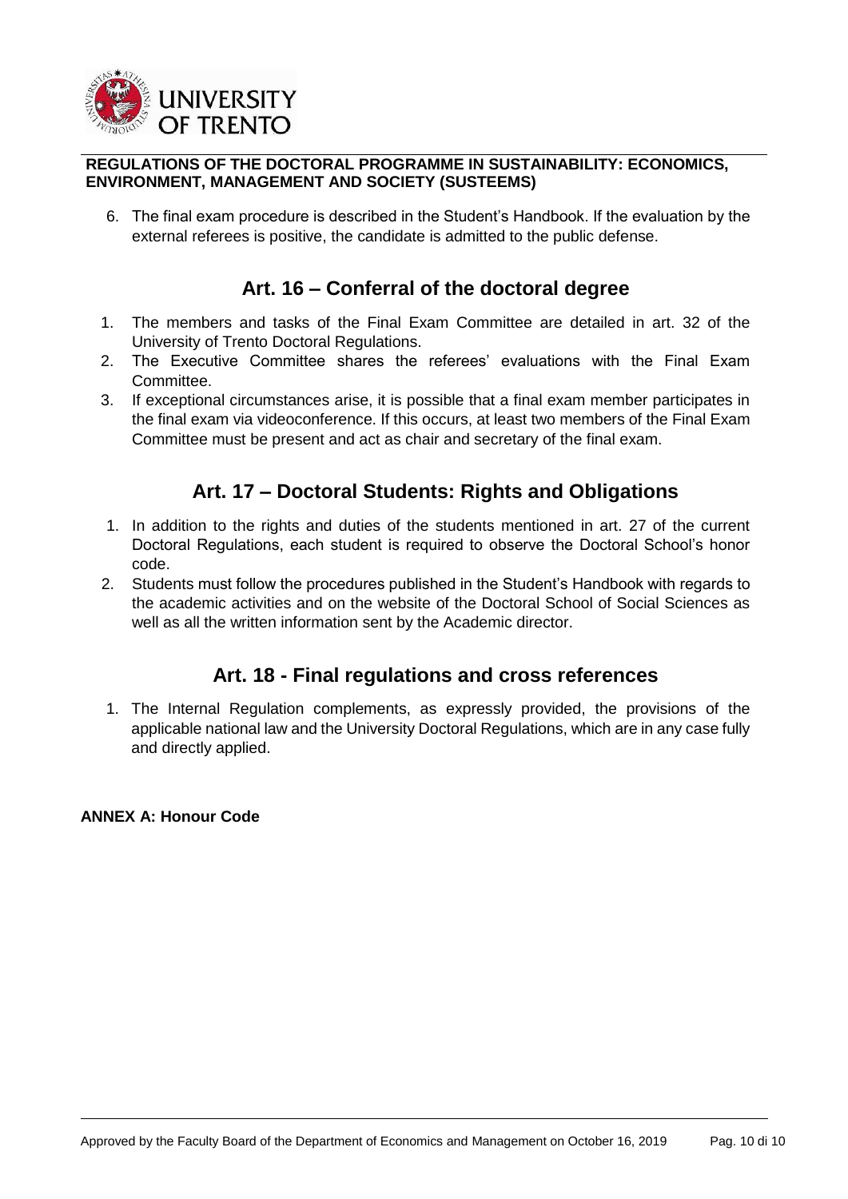6. The final exam procedure is described in the Student's Handbook. If the evaluation by the external referees is positive, the candidate is admitted to the public defense.

## Art. 16 – Conferral of the doctoral degree

1. The members and tasks of the Final Exam Committee are detailed in art. 32 of the University of Trento Doctoral Regulations.
2. The Executive Committee shares the referees' evaluations with the Final Exam Committee.
3. If exceptional circumstances arise, it is possible that a final exam member participates in the final exam via videoconference. If this occurs, at least two members of the Final Exam Committee must be present and act as chair and secretary of the final exam.

## Art. 17 – Doctoral Students: Rights and Obligations

1. In addition to the rights and duties of the students mentioned in art. 27 of the current Doctoral Regulations, each student is required to observe the Doctoral School's honor code.
2. Students must follow the procedures published in the Student's Handbook with regards to the academic activities and on the website of the Doctoral School of Social Sciences as well as all the written information sent by the Academic director.

## Art. 18 - Final regulations and cross references

1. The Internal Regulation complements, as expressly provided, the provisions of the applicable national law and the University Doctoral Regulations, which are in any case fully and directly applied.

**ANNEX A: Honour Code**